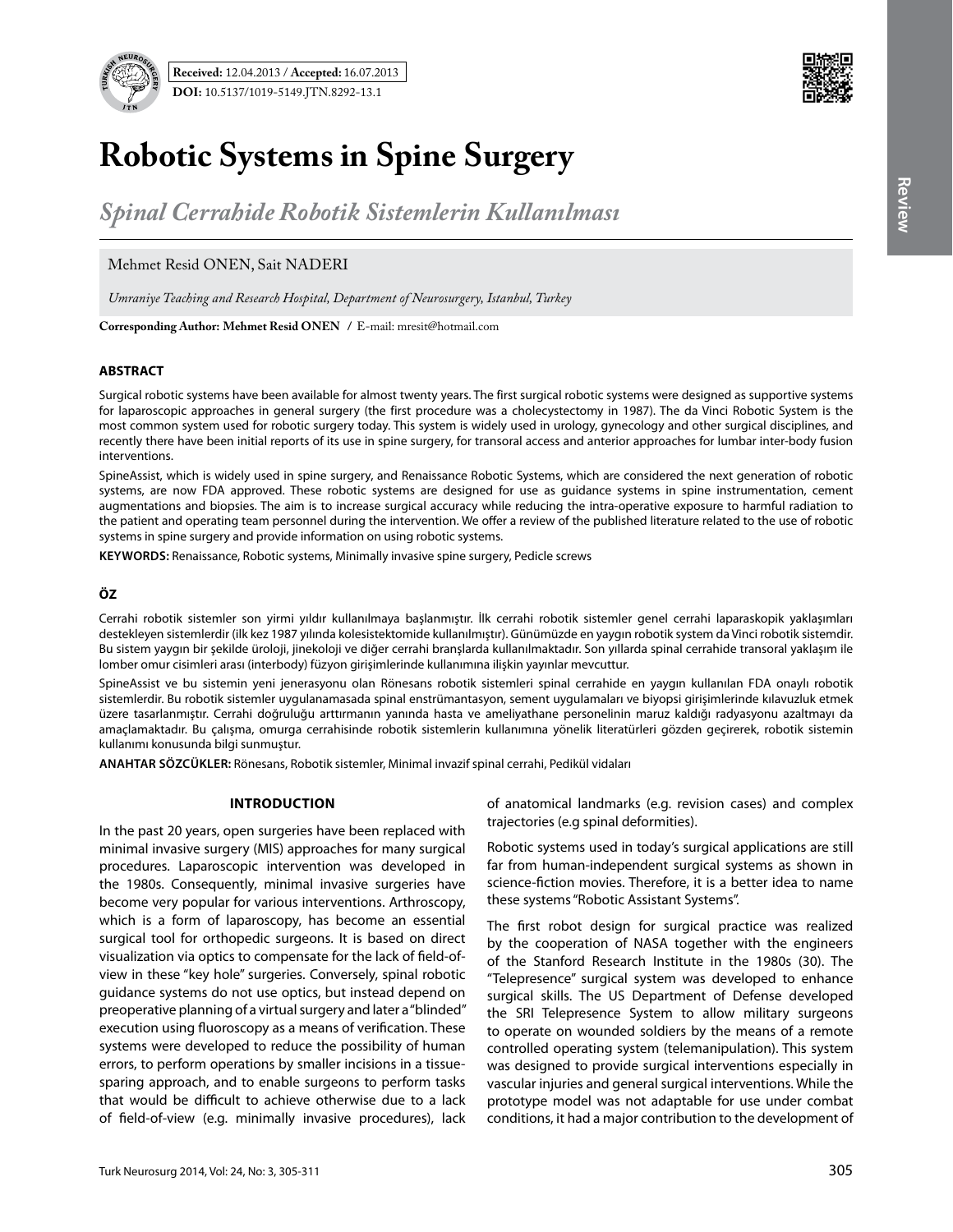**Received:** 12.04.2013 / **Accepted:** 16.07.2013

**DOI:** 10.5137/1019-5149.JTN.8292-13.1

# Robotic Systems in Spine Surgery

## *Spinal Cerrahide Robotik Sistemlerin Kullanılması*

Mehmet Resid ONEN, Sait NADERI

*Umraniye Teaching and Research Hospital, Department of Neurosurgery, Istanbul, Turkey*

**Corresponding Author: Mehmet Resid ONEN** / E-mail: mresit@hotmail.com

### ABSTRACT

Surgical robotic systems have been available for almost twenty years. The first surgical robotic systems were designed as supportive systems for laparoscopic approaches in general surgery (the first procedure was a cholecystectomy in 1987). The da Vinci Robotic System is the most common system used for robotic surgery today. This system is widely used in urology, gynecology and other surgical disciplines, and recently there have been initial reports of its use in spine surgery, for transoral access and anterior approaches for lumbar inter-body fusion interventions.

SpineAssist, which is widely used in spine surgery, and Renaissance Robotic Systems, which are considered the next generation of robotic systems, are now FDA approved. These robotic systems are designed for use as guidance systems in spine instrumentation, cement augmentations and biopsies. The aim is to increase surgical accuracy while reducing the intra-operative exposure to harmful radiation to the patient and operating team personnel during the intervention. We offer a review of the published literature related to the use of robotic systems in spine surgery and provide information on using robotic systems.

**KEYWORDS:** Renaissance, Robotic systems, Minimally invasive spine surgery, Pedicle screws

### ÖZ

Cerrahi robotik sistemler son yirmi yıldır kullanılmaya başlanmıştır. İlk cerrahi robotik sistemler genel cerrahi laparaskopik yaklaşımları destekleyen sistemlerdir (ilk kez 1987 yılında kolesistektomide kullanılmıştır). Günümüzde en yaygın robotik system da Vinci robotik sistemdir. Bu sistem yaygın bir şekilde üroloji, jinekoloji ve diğer cerrahi branşlarda kullanılmaktadır. Son yıllarda spinal cerrahide transoral yaklaşım ile lomber omur cisimleri arası (interbody) füzyon girişimlerinde kullanımına ilişkin yayınlar mevcuttur.

SpineAssist ve bu sistemin yeni jenerasyonu olan Rönesans robotik sistemleri spinal cerrahide en yaygın kullanılan FDA onaylı robotik sistemlerdir. Bu robotik sistemler uygulanamasada spinal enstrümantasyon, sement uygulamaları ve biyopsi girişimlerinde kılavuzluk etmek üzere tasarlanmıştır. Cerrahi doğruluğu arttırmanın yanında hasta ve ameliyathane personelinin maruz kaldığı radyasyonu azaltmayı da amaçlamaktadır. Bu çalışma, omurga cerrahisinde robotik sistemlerin kullanımına yönelik literatürleri gözden geçirerek, robotik sistemin kullanımı konusunda bilgi sunmuştur.

**ANAHTAR SÖZCÜKLER:** Rönesans, Robotik sistemler, Minimal invazif spinal cerrahi, Pedikül vidaları

### INTRODUCTION

In the past 20 years, open surgeries have been replaced with minimal invasive surgery (MIS) approaches for many surgical procedures. Laparoscopic intervention was developed in the 1980s. Consequently, minimal invasive surgeries have become very popular for various interventions. Arthroscopy, which is a form of laparoscopy, has become an essential surgical tool for orthopedic surgeons. It is based on direct visualization via optics to compensate for the lack of field-of-view in these "key hole" surgeries. Conversely, spinal robotic guidance systems do not use optics, but instead depend on preoperative planning of a virtual surgery and later a "blinded" execution using fluoroscopy as a means of verification. These systems were developed to reduce the possibility of human errors, to perform operations by smaller incisions in a tissue-sparing approach, and to enable surgeons to perform tasks that would be difficult to achieve otherwise due to a lack of field-of-view (e.g. minimally invasive procedures), lack of anatomical landmarks (e.g. revision cases) and complex trajectories (e.g spinal deformities).

Robotic systems used in today's surgical applications are still far from human-independent surgical systems as shown in science-fiction movies. Therefore, it is a better idea to name these systems "Robotic Assistant Systems".

The first robot design for surgical practice was realized by the cooperation of NASA together with the engineers of the Stanford Research Institute in the 1980s (30). The "Telepresence" surgical system was developed to enhance surgical skills. The US Department of Defense developed the SRI Telepresence System to allow military surgeons to operate on wounded soldiers by the means of a remote controlled operating system (telemanipulation). This system was designed to provide surgical interventions especially in vascular injuries and general surgical interventions. While the prototype model was not adaptable for use under combat conditions, it had a major contribution to the development of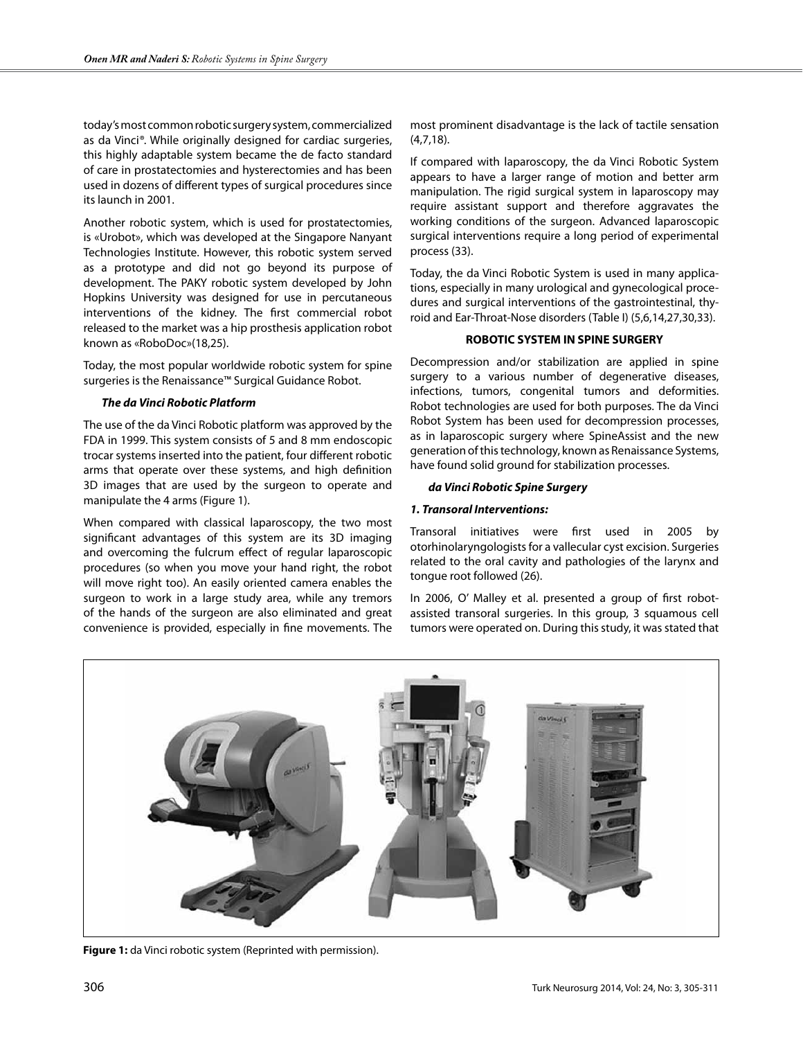today's most common robotic surgery system, commercialized as da Vinci®. While originally designed for cardiac surgeries, this highly adaptable system became the de facto standard of care in prostatectomies and hysterectomies and has been used in dozens of different types of surgical procedures since its launch in 2001.

Another robotic system, which is used for prostatectomies, is «Urobot», which was developed at the Singapore Nanyant Technologies Institute. However, this robotic system served as a prototype and did not go beyond its purpose of development. The PAKY robotic system developed by John Hopkins University was designed for use in percutaneous interventions of the kidney. The first commercial robot released to the market was a hip prosthesis application robot known as «RoboDoc»(18,25).

Today, the most popular worldwide robotic system for spine surgeries is the Renaissance™ Surgical Guidance Robot.

***The da Vinci Robotic Platform***

The use of the da Vinci Robotic platform was approved by the FDA in 1999. This system consists of 5 and 8 mm endoscopic trocar systems inserted into the patient, four different robotic arms that operate over these systems, and high definition 3D images that are used by the surgeon to operate and manipulate the 4 arms (Figure 1).

When compared with classical laparoscopy, the two most significant advantages of this system are its 3D imaging and overcoming the fulcrum effect of regular laparoscopic procedures (so when you move your hand right, the robot will move right too). An easily oriented camera enables the surgeon to work in a large study area, while any tremors of the hands of the surgeon are also eliminated and great convenience is provided, especially in fine movements. The most prominent disadvantage is the lack of tactile sensation (4,7,18).

If compared with laparoscopy, the da Vinci Robotic System appears to have a larger range of motion and better arm manipulation. The rigid surgical system in laparoscopy may require assistant support and therefore aggravates the working conditions of the surgeon. Advanced laparoscopic surgical interventions require a long period of experimental process (33).

Today, the da Vinci Robotic System is used in many applications, especially in many urological and gynecological procedures and surgical interventions of the gastrointestinal, thyroid and Ear-Throat-Nose disorders (Table I) (5,6,14,27,30,33).

**ROBOTIC SYSTEM IN SPINE SURGERY**

Decompression and/or stabilization are applied in spine surgery to a various number of degenerative diseases, infections, tumors, congenital tumors and deformities. Robot technologies are used for both purposes. The da Vinci Robot System has been used for decompression processes, as in laparoscopic surgery where SpineAssist and the new generation of this technology, known as Renaissance Systems, have found solid ground for stabilization processes.

***da Vinci Robotic Spine Surgery***

***1. Transoral Interventions:***

Transoral initiatives were first used in 2005 by otorhinolaryngologists for a vallecular cyst excision. Surgeries related to the oral cavity and pathologies of the larynx and tongue root followed (26).

In 2006, O' Malley et al. presented a group of first robot-assisted transoral surgeries. In this group, 3 squamous cell tumors were operated on. During this study, it was stated that

**Figure 1:** da Vinci robotic system (Reprinted with permission).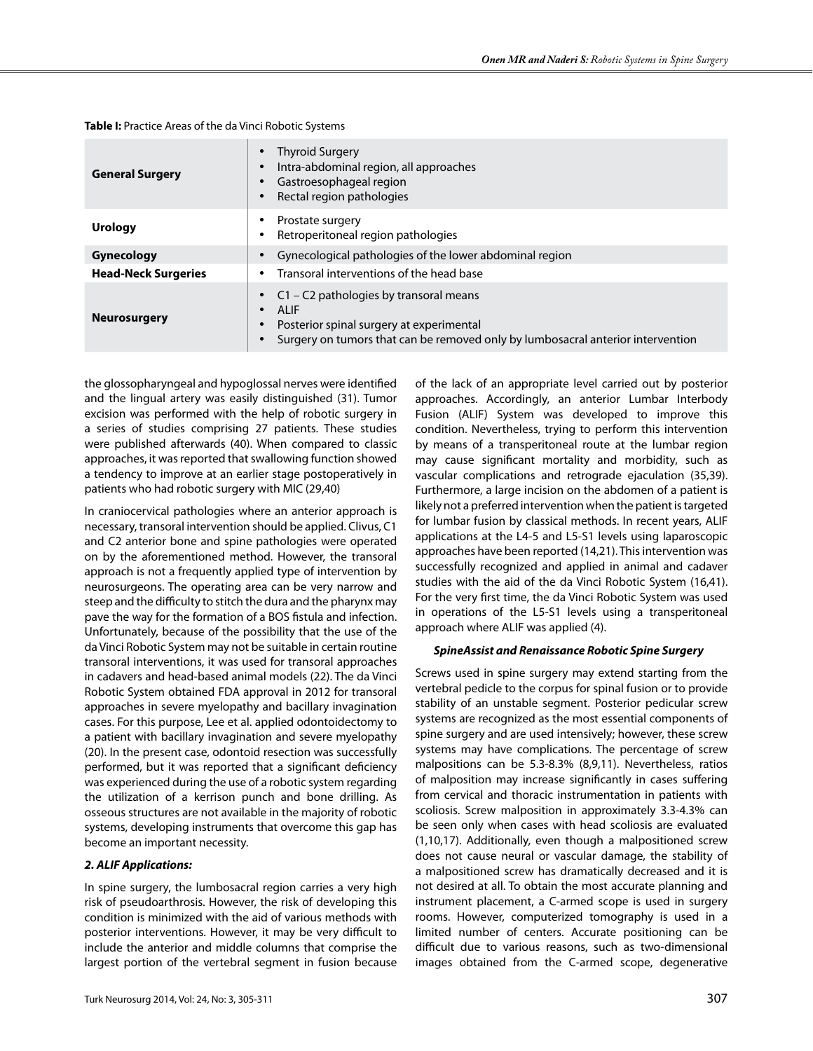**Table I:** Practice Areas of the da Vinci Robotic Systems

| | |
|---|---|
| **General Surgery** | • Thyroid Surgery<br>• Intra-abdominal region, all approaches<br>• Gastroesophageal region<br>• Rectal region pathologies |
| **Urology** | • Prostate surgery<br>• Retroperitoneal region pathologies |
| **Gynecology** | • Gynecological pathologies of the lower abdominal region |
| **Head-Neck Surgeries** | • Transoral interventions of the head base |
| **Neurosurgery** | • C1 – C2 pathologies by transoral means<br>• ALIF<br>• Posterior spinal surgery at experimental<br>• Surgery on tumors that can be removed only by lumbosacral anterior intervention |

the glossopharyngeal and hypoglossal nerves were identified and the lingual artery was easily distinguished (31). Tumor excision was performed with the help of robotic surgery in a series of studies comprising 27 patients. These studies were published afterwards (40). When compared to classic approaches, it was reported that swallowing function showed a tendency to improve at an earlier stage postoperatively in patients who had robotic surgery with MIC (29,40)

In craniocervical pathologies where an anterior approach is necessary, transoral intervention should be applied. Clivus, C1 and C2 anterior bone and spine pathologies were operated on by the aforementioned method. However, the transoral approach is not a frequently applied type of intervention by neurosurgeons. The operating area can be very narrow and steep and the difficulty to stitch the dura and the pharynx may pave the way for the formation of a BOS fistula and infection. Unfortunately, because of the possibility that the use of the da Vinci Robotic System may not be suitable in certain routine transoral interventions, it was used for transoral approaches in cadavers and head-based animal models (22). The da Vinci Robotic System obtained FDA approval in 2012 for transoral approaches in severe myelopathy and bacillary invagination cases. For this purpose, Lee et al. applied odontoidectomy to a patient with bacillary invagination and severe myelopathy (20). In the present case, odontoid resection was successfully performed, but it was reported that a significant deficiency was experienced during the use of a robotic system regarding the utilization of a kerrison punch and bone drilling. As osseous structures are not available in the majority of robotic systems, developing instruments that overcome this gap has become an important necessity.

***2. ALIF Applications:***

In spine surgery, the lumbosacral region carries a very high risk of pseudoarthrosis. However, the risk of developing this condition is minimized with the aid of various methods with posterior interventions. However, it may be very difficult to include the anterior and middle columns that comprise the largest portion of the vertebral segment in fusion because of the lack of an appropriate level carried out by posterior approaches. Accordingly, an anterior Lumbar Interbody Fusion (ALIF) System was developed to improve this condition. Nevertheless, trying to perform this intervention by means of a transperitoneal route at the lumbar region may cause significant mortality and morbidity, such as vascular complications and retrograde ejaculation (35,39). Furthermore, a large incision on the abdomen of a patient is likely not a preferred intervention when the patient is targeted for lumbar fusion by classical methods. In recent years, ALIF applications at the L4-5 and L5-S1 levels using laparoscopic approaches have been reported (14,21). This intervention was successfully recognized and applied in animal and cadaver studies with the aid of the da Vinci Robotic System (16,41). For the very first time, the da Vinci Robotic System was used in operations of the L5-S1 levels using a transperitoneal approach where ALIF was applied (4).

***SpineAssist and Renaissance Robotic Spine Surgery***

Screws used in spine surgery may extend starting from the vertebral pedicle to the corpus for spinal fusion or to provide stability of an unstable segment. Posterior pedicular screw systems are recognized as the most essential components of spine surgery and are used intensively; however, these screw systems may have complications. The percentage of screw malpositions can be 5.3-8.3% (8,9,11). Nevertheless, ratios of malposition may increase significantly in cases suffering from cervical and thoracic instrumentation in patients with scoliosis. Screw malposition in approximately 3.3-4.3% can be seen only when cases with head scoliosis are evaluated (1,10,17). Additionally, even though a malpositioned screw does not cause neural or vascular damage, the stability of a malpositioned screw has dramatically decreased and it is not desired at all. To obtain the most accurate planning and instrument placement, a C-armed scope is used in surgery rooms. However, computerized tomography is used in a limited number of centers. Accurate positioning can be difficult due to various reasons, such as two-dimensional images obtained from the C-armed scope, degenerative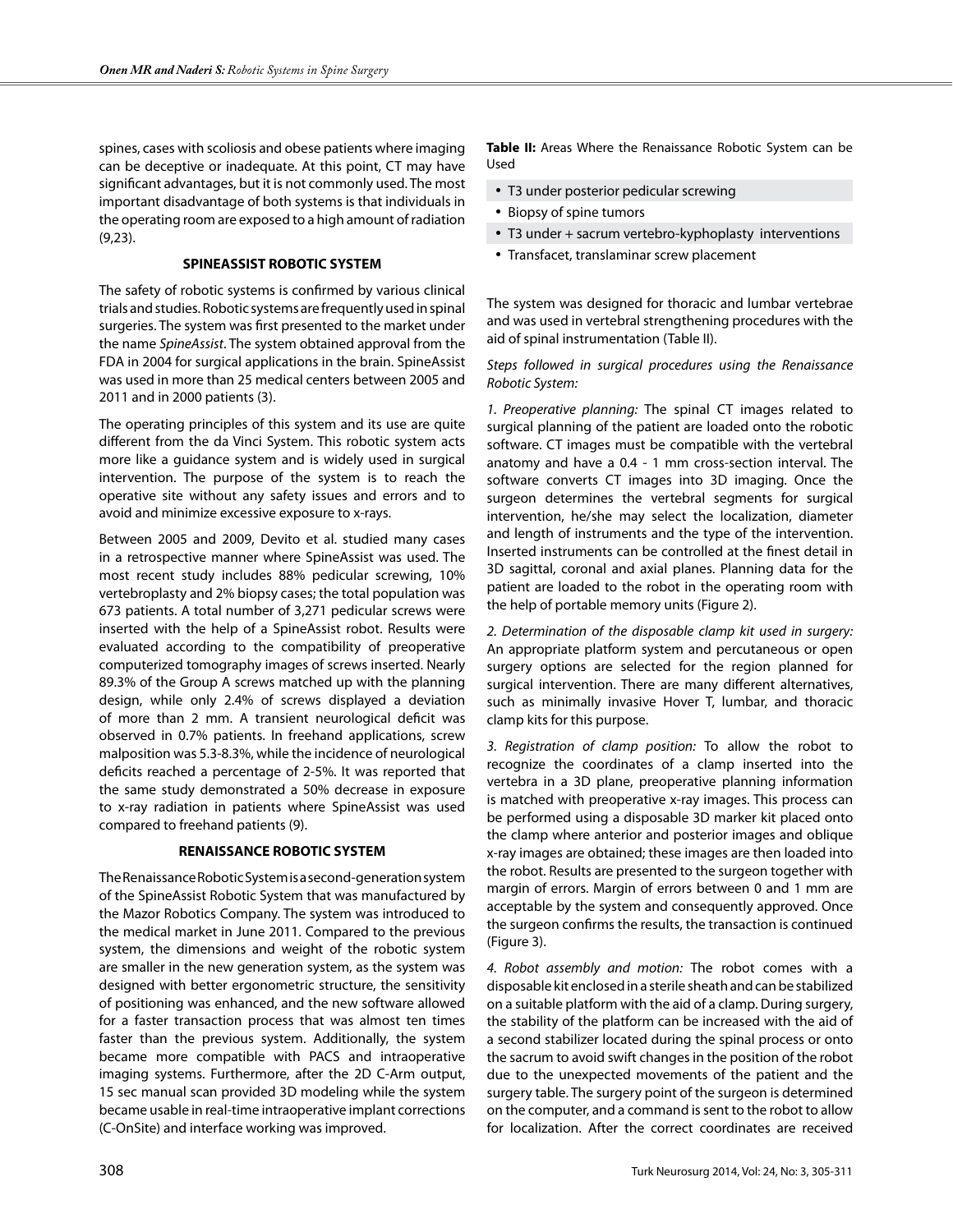spines, cases with scoliosis and obese patients where imaging can be deceptive or inadequate. At this point, CT may have significant advantages, but it is not commonly used. The most important disadvantage of both systems is that individuals in the operating room are exposed to a high amount of radiation (9,23).

## SPINEASSIST ROBOTIC SYSTEM

The safety of robotic systems is confirmed by various clinical trials and studies. Robotic systems are frequently used in spinal surgeries. The system was first presented to the market under the name *SpineAssist*. The system obtained approval from the FDA in 2004 for surgical applications in the brain. SpineAssist was used in more than 25 medical centers between 2005 and 2011 and in 2000 patients (3).

The operating principles of this system and its use are quite different from the da Vinci System. This robotic system acts more like a guidance system and is widely used in surgical intervention. The purpose of the system is to reach the operative site without any safety issues and errors and to avoid and minimize excessive exposure to x-rays.

Between 2005 and 2009, Devito et al. studied many cases in a retrospective manner where SpineAssist was used. The most recent study includes 88% pedicular screwing, 10% vertebroplasty and 2% biopsy cases; the total population was 673 patients. A total number of 3,271 pedicular screws were inserted with the help of a SpineAssist robot. Results were evaluated according to the compatibility of preoperative computerized tomography images of screws inserted. Nearly 89.3% of the Group A screws matched up with the planning design, while only 2.4% of screws displayed a deviation of more than 2 mm. A transient neurological deficit was observed in 0.7% patients. In freehand applications, screw malposition was 5.3-8.3%, while the incidence of neurological deficits reached a percentage of 2-5%. It was reported that the same study demonstrated a 50% decrease in exposure to x-ray radiation in patients where SpineAssist was used compared to freehand patients (9).

## RENAISSANCE ROBOTIC SYSTEM

The Renaissance Robotic System is a second-generation system of the SpineAssist Robotic System that was manufactured by the Mazor Robotics Company. The system was introduced to the medical market in June 2011. Compared to the previous system, the dimensions and weight of the robotic system are smaller in the new generation system, as the system was designed with better ergonometric structure, the sensitivity of positioning was enhanced, and the new software allowed for a faster transaction process that was almost ten times faster than the previous system. Additionally, the system became more compatible with PACS and intraoperative imaging systems. Furthermore, after the 2D C-Arm output, 15 sec manual scan provided 3D modeling while the system became usable in real-time intraoperative implant corrections (C-OnSite) and interface working was improved.

**Table II:** Areas Where the Renaissance Robotic System can be Used

- T3 under posterior pedicular screwing
- Biopsy of spine tumors
- T3 under + sacrum vertebro-kyphoplasty interventions
- Transfacet, translaminar screw placement

The system was designed for thoracic and lumbar vertebrae and was used in vertebral strengthening procedures with the aid of spinal instrumentation (Table II).

*Steps followed in surgical procedures using the Renaissance Robotic System:*

*1. Preoperative planning:* The spinal CT images related to surgical planning of the patient are loaded onto the robotic software. CT images must be compatible with the vertebral anatomy and have a 0.4 - 1 mm cross-section interval. The software converts CT images into 3D imaging. Once the surgeon determines the vertebral segments for surgical intervention, he/she may select the localization, diameter and length of instruments and the type of the intervention. Inserted instruments can be controlled at the finest detail in 3D sagittal, coronal and axial planes. Planning data for the patient are loaded to the robot in the operating room with the help of portable memory units (Figure 2).

*2. Determination of the disposable clamp kit used in surgery:* An appropriate platform system and percutaneous or open surgery options are selected for the region planned for surgical intervention. There are many different alternatives, such as minimally invasive Hover T, lumbar, and thoracic clamp kits for this purpose.

*3. Registration of clamp position:* To allow the robot to recognize the coordinates of a clamp inserted into the vertebra in a 3D plane, preoperative planning information is matched with preoperative x-ray images. This process can be performed using a disposable 3D marker kit placed onto the clamp where anterior and posterior images and oblique x-ray images are obtained; these images are then loaded into the robot. Results are presented to the surgeon together with margin of errors. Margin of errors between 0 and 1 mm are acceptable by the system and consequently approved. Once the surgeon confirms the results, the transaction is continued (Figure 3).

*4. Robot assembly and motion:* The robot comes with a disposable kit enclosed in a sterile sheath and can be stabilized on a suitable platform with the aid of a clamp. During surgery, the stability of the platform can be increased with the aid of a second stabilizer located during the spinal process or onto the sacrum to avoid swift changes in the position of the robot due to the unexpected movements of the patient and the surgery table. The surgery point of the surgeon is determined on the computer, and a command is sent to the robot to allow for localization. After the correct coordinates are received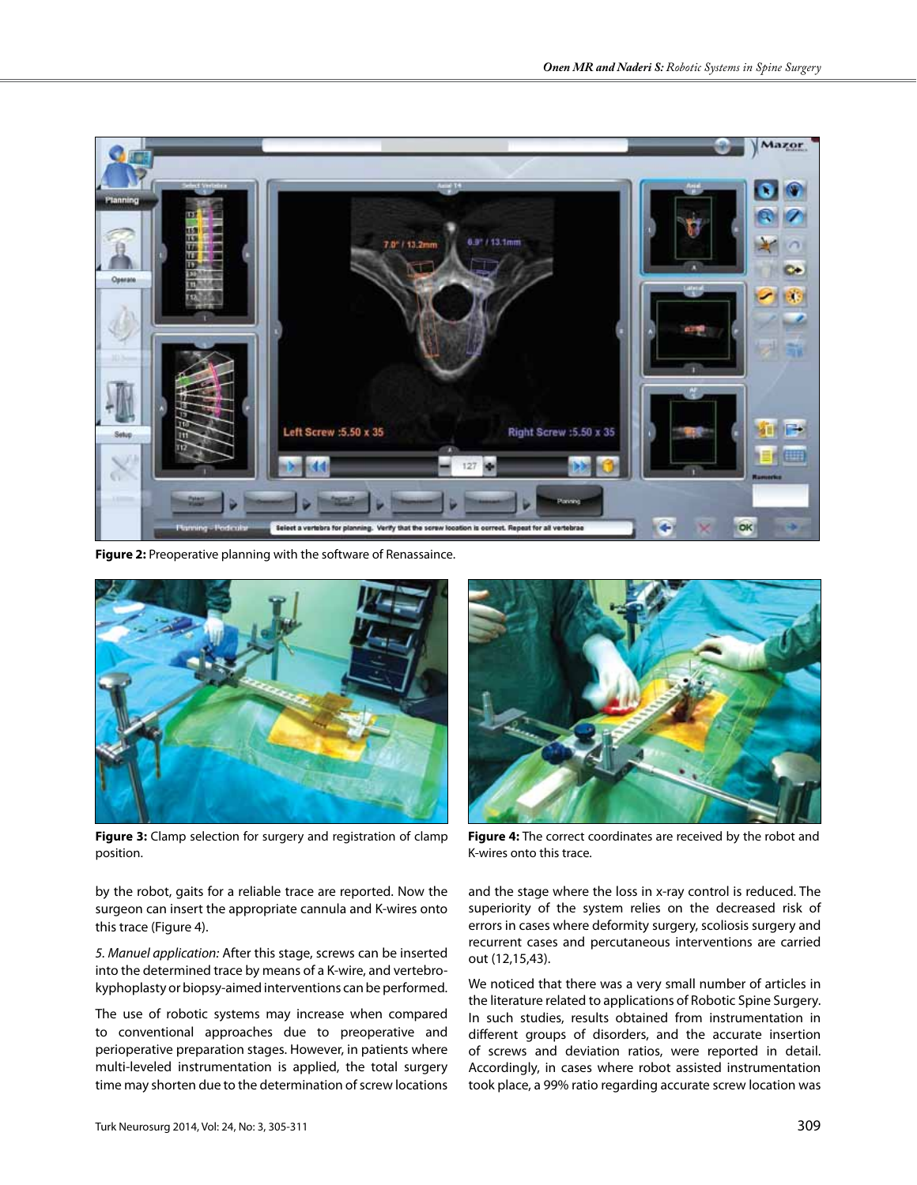**Figure 2:** Preoperative planning with the software of Renassaince.

**Figure 3:** Clamp selection for surgery and registration of clamp position.

**Figure 4:** The correct coordinates are received by the robot and K-wires onto this trace.

by the robot, gaits for a reliable trace are reported. Now the surgeon can insert the appropriate cannula and K-wires onto this trace (Figure 4).

*5. Manuel application:* After this stage, screws can be inserted into the determined trace by means of a K-wire, and vertebro-kyphoplasty or biopsy-aimed interventions can be performed.

The use of robotic systems may increase when compared to conventional approaches due to preoperative and perioperative preparation stages. However, in patients where multi-leveled instrumentation is applied, the total surgery time may shorten due to the determination of screw locations and the stage where the loss in x-ray control is reduced. The superiority of the system relies on the decreased risk of errors in cases where deformity surgery, scoliosis surgery and recurrent cases and percutaneous interventions are carried out (12,15,43).

We noticed that there was a very small number of articles in the literature related to applications of Robotic Spine Surgery. In such studies, results obtained from instrumentation in different groups of disorders, and the accurate insertion of screws and deviation ratios, were reported in detail. Accordingly, in cases where robot assisted instrumentation took place, a 99% ratio regarding accurate screw location was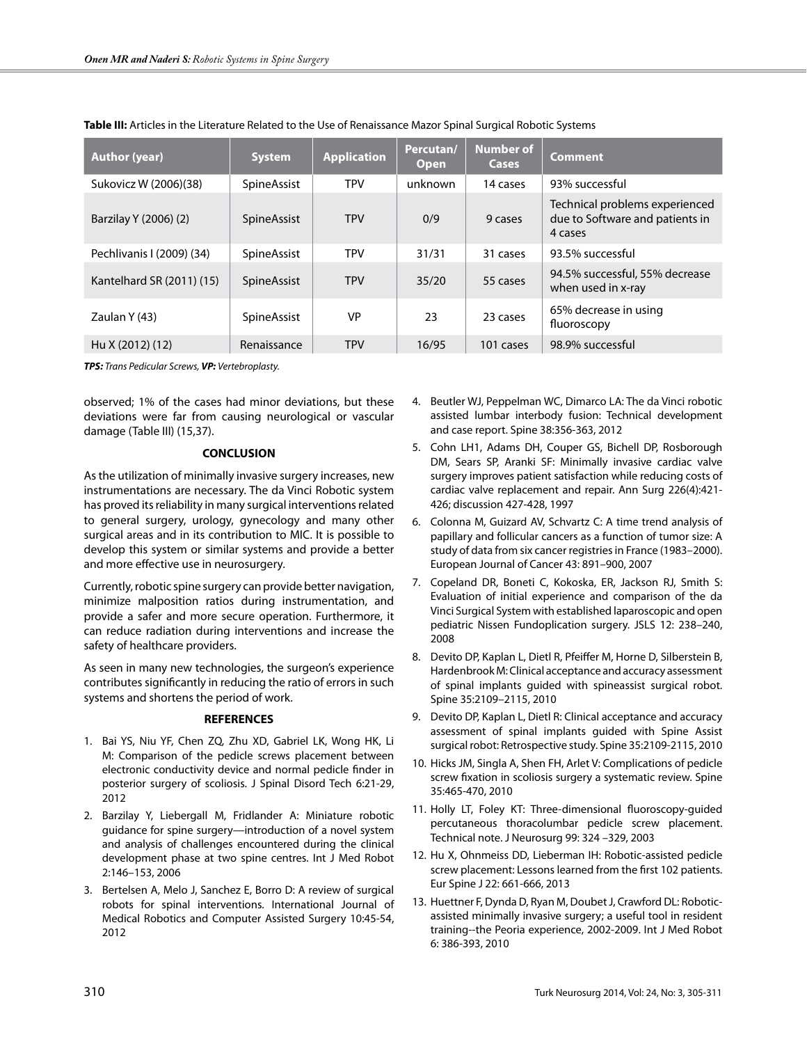**Table III:** Articles in the Literature Related to the Use of Renaissance Mazor Spinal Surgical Robotic Systems

| Author (year) | System | Application | Percutan/ Open | Number of Cases | Comment |
|---|---|---|---|---|---|
| Sukovicz W (2006)(38) | SpineAssist | TPV | unknown | 14 cases | 93% successful |
| Barzilay Y (2006) (2) | SpineAssist | TPV | 0/9 | 9 cases | Technical problems experienced due to Software and patients in 4 cases |
| Pechlivanis I (2009) (34) | SpineAssist | TPV | 31/31 | 31 cases | 93.5% successful |
| Kantelhard SR (2011) (15) | SpineAssist | TPV | 35/20 | 55 cases | 94.5% successful, 55% decrease when used in x-ray |
| Zaulan Y (43) | SpineAssist | VP | 23 | 23 cases | 65% decrease in using fluoroscopy |
| Hu X (2012) (12) | Renaissance | TPV | 16/95 | 101 cases | 98.9% successful |

***TPS:** Trans Pedicular Screws, **VP:** Vertebroplasty.*

observed; 1% of the cases had minor deviations, but these deviations were far from causing neurological or vascular damage (Table III) (15,37).

## CONCLUSION

As the utilization of minimally invasive surgery increases, new instrumentations are necessary. The da Vinci Robotic system has proved its reliability in many surgical interventions related to general surgery, urology, gynecology and many other surgical areas and in its contribution to MIC. It is possible to develop this system or similar systems and provide a better and more effective use in neurosurgery.

Currently, robotic spine surgery can provide better navigation, minimize malposition ratios during instrumentation, and provide a safer and more secure operation. Furthermore, it can reduce radiation during interventions and increase the safety of healthcare providers.

As seen in many new technologies, the surgeon's experience contributes significantly in reducing the ratio of errors in such systems and shortens the period of work.

## REFERENCES

1. Bai YS, Niu YF, Chen ZQ, Zhu XD, Gabriel LK, Wong HK, Li M: Comparison of the pedicle screws placement between electronic conductivity device and normal pedicle finder in posterior surgery of scoliosis. J Spinal Disord Tech 6:21-29, 2012
2. Barzilay Y, Liebergall M, Fridlander A: Miniature robotic guidance for spine surgery—introduction of a novel system and analysis of challenges encountered during the clinical development phase at two spine centres. Int J Med Robot 2:146–153, 2006
3. Bertelsen A, Melo J, Sanchez E, Borro D: A review of surgical robots for spinal interventions. International Journal of Medical Robotics and Computer Assisted Surgery 10:45-54, 2012
4. Beutler WJ, Peppelman WC, Dimarco LA: The da Vinci robotic assisted lumbar interbody fusion: Technical development and case report. Spine 38:356-363, 2012
5. Cohn LH1, Adams DH, Couper GS, Bichell DP, Rosborough DM, Sears SP, Aranki SF: Minimally invasive cardiac valve surgery improves patient satisfaction while reducing costs of cardiac valve replacement and repair. Ann Surg 226(4):421-426; discussion 427-428, 1997
6. Colonna M, Guizard AV, Schvartz C: A time trend analysis of papillary and follicular cancers as a function of tumor size: A study of data from six cancer registries in France (1983–2000). European Journal of Cancer 43: 891–900, 2007
7. Copeland DR, Boneti C, Kokoska, ER, Jackson RJ, Smith S: Evaluation of initial experience and comparison of the da Vinci Surgical System with established laparoscopic and open pediatric Nissen Fundoplication surgery. JSLS 12: 238–240, 2008
8. Devito DP, Kaplan L, Dietl R, Pfeiffer M, Horne D, Silberstein B, Hardenbrook M: Clinical acceptance and accuracy assessment of spinal implants guided with spineassist surgical robot. Spine 35:2109–2115, 2010
9. Devito DP, Kaplan L, Dietl R: Clinical acceptance and accuracy assessment of spinal implants guided with Spine Assist surgical robot: Retrospective study. Spine 35:2109-2115, 2010
10. Hicks JM, Singla A, Shen FH, Arlet V: Complications of pedicle screw fixation in scoliosis surgery a systematic review. Spine 35:465-470, 2010
11. Holly LT, Foley KT: Three-dimensional fluoroscopy-guided percutaneous thoracolumbar pedicle screw placement. Technical note. J Neurosurg 99: 324 –329, 2003
12. Hu X, Ohnmeiss DD, Lieberman IH: Robotic-assisted pedicle screw placement: Lessons learned from the first 102 patients. Eur Spine J 22: 661-666, 2013
13. Huettner F, Dynda D, Ryan M, Doubet J, Crawford DL: Robotic-assisted minimally invasive surgery; a useful tool in resident training--the Peoria experience, 2002-2009. Int J Med Robot 6: 386-393, 2010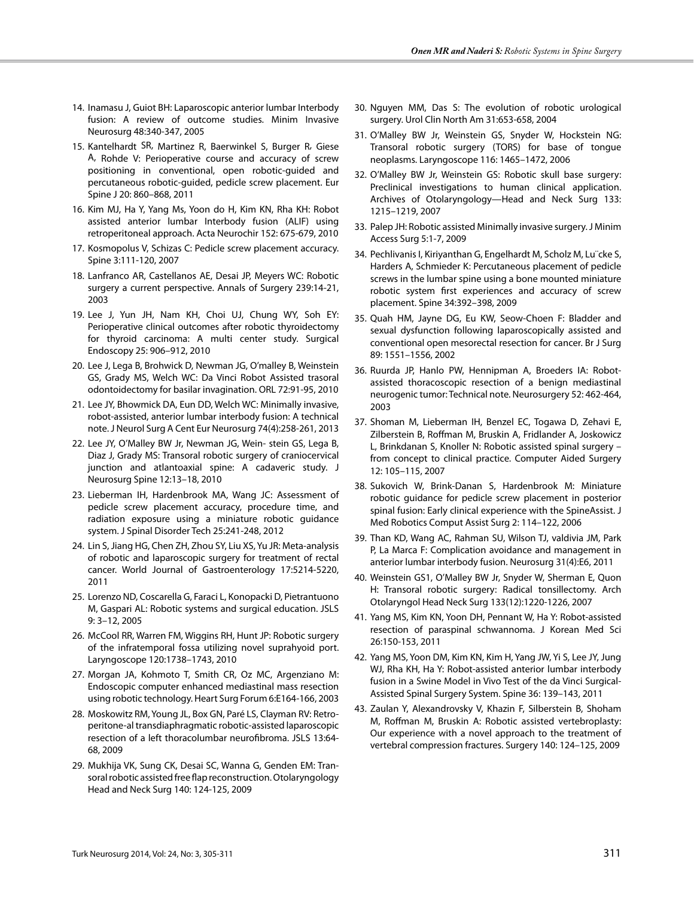14. Inamasu J, Guiot BH: Laparoscopic anterior lumbar Interbody fusion: A review of outcome studies. Minim Invasive Neurosurg 48:340-347, 2005
15. Kantelhardt SR, Martinez R, Baerwinkel S, Burger R, Giese A, Rohde V: Perioperative course and accuracy of screw positioning in conventional, open robotic-guided and percutaneous robotic-guided, pedicle screw placement. Eur Spine J 20: 860–868, 2011
16. Kim MJ, Ha Y, Yang Ms, Yoon do H, Kim KN, Rha KH: Robot assisted anterior lumbar Interbody fusion (ALIF) using retroperitoneal approach. Acta Neurochir 152: 675-679, 2010
17. Kosmopolus V, Schizas C: Pedicle screw placement accuracy. Spine 3:111-120, 2007
18. Lanfranco AR, Castellanos AE, Desai JP, Meyers WC: Robotic surgery a current perspective. Annals of Surgery 239:14-21, 2003
19. Lee J, Yun JH, Nam KH, Choi UJ, Chung WY, Soh EY: Perioperative clinical outcomes after robotic thyroidectomy for thyroid carcinoma: A multi center study. Surgical Endoscopy 25: 906–912, 2010
20. Lee J, Lega B, Brohwick D, Newman JG, O'malley B, Weinstein GS, Grady MS, Welch WC: Da Vinci Robot Assisted trasoral odontoidectomy for basilar invagination. ORL 72:91-95, 2010
21. Lee JY, Bhowmick DA, Eun DD, Welch WC: Minimally invasive, robot-assisted, anterior lumbar interbody fusion: A technical note. J Neurol Surg A Cent Eur Neurosurg 74(4):258-261, 2013
22. Lee JY, O'Malley BW Jr, Newman JG, Wein- stein GS, Lega B, Diaz J, Grady MS: Transoral robotic surgery of craniocervical junction and atlantoaxial spine: A cadaveric study. J Neurosurg Spine 12:13–18, 2010
23. Lieberman IH, Hardenbrook MA, Wang JC: Assessment of pedicle screw placement accuracy, procedure time, and radiation exposure using a miniature robotic guidance system. J Spinal Disorder Tech 25:241-248, 2012
24. Lin S, Jiang HG, Chen ZH, Zhou SY, Liu XS, Yu JR: Meta-analysis of robotic and laparoscopic surgery for treatment of rectal cancer. World Journal of Gastroenterology 17:5214-5220, 2011
25. Lorenzo ND, Coscarella G, Faraci L, Konopacki D, Pietrantuono M, Gaspari AL: Robotic systems and surgical education. JSLS 9: 3–12, 2005
26. McCool RR, Warren FM, Wiggins RH, Hunt JP: Robotic surgery of the infratemporal fossa utilizing novel suprahyoid port. Laryngoscope 120:1738–1743, 2010
27. Morgan JA, Kohmoto T, Smith CR, Oz MC, Argenziano M: Endoscopic computer enhanced mediastinal mass resection using robotic technology. Heart Surg Forum 6:E164-166, 2003
28. Moskowitz RM, Young JL, Box GN, Paré LS, Clayman RV: Retro-peritone-al transdiaphragmatic robotic-assisted laparoscopic resection of a left thoracolumbar neurofibroma. JSLS 13:64-68, 2009
29. Mukhija VK, Sung CK, Desai SC, Wanna G, Genden EM: Transoral robotic assisted free flap reconstruction. Otolaryngology Head and Neck Surg 140: 124-125, 2009
30. Nguyen MM, Das S: The evolution of robotic urological surgery. Urol Clin North Am 31:653-658, 2004
31. O'Malley BW Jr, Weinstein GS, Snyder W, Hockstein NG: Transoral robotic surgery (TORS) for base of tongue neoplasms. Laryngoscope 116: 1465–1472, 2006
32. O'Malley BW Jr, Weinstein GS: Robotic skull base surgery: Preclinical investigations to human clinical application. Archives of Otolaryngology—Head and Neck Surg 133: 1215–1219, 2007
33. Palep JH: Robotic assisted Minimally invasive surgery. J Minim Access Surg 5:1-7, 2009
34. Pechlivanis I, Kiriyanthan G, Engelhardt M, Scholz M, Lu¨cke S, Harders A, Schmieder K: Percutaneous placement of pedicle screws in the lumbar spine using a bone mounted miniature robotic system first experiences and accuracy of screw placement. Spine 34:392–398, 2009
35. Quah HM, Jayne DG, Eu KW, Seow-Choen F: Bladder and sexual dysfunction following laparoscopically assisted and conventional open mesorectal resection for cancer. Br J Surg 89: 1551–1556, 2002
36. Ruurda JP, Hanlo PW, Hennipman A, Broeders IA: Robot-assisted thoracoscopic resection of a benign mediastinal neurogenic tumor: Technical note. Neurosurgery 52: 462-464, 2003
37. Shoman M, Lieberman IH, Benzel EC, Togawa D, Zehavi E, Zilberstein B, Roffman M, Bruskin A, Fridlander A, Joskowicz L, Brinkdanan S, Knoller N: Robotic assisted spinal surgery – from concept to clinical practice. Computer Aided Surgery 12: 105–115, 2007
38. Sukovich W, Brink-Danan S, Hardenbrook M: Miniature robotic guidance for pedicle screw placement in posterior spinal fusion: Early clinical experience with the SpineAssist. J Med Robotics Comput Assist Surg 2: 114–122, 2006
39. Than KD, Wang AC, Rahman SU, Wilson TJ, valdivia JM, Park P, La Marca F: Complication avoidance and management in anterior lumbar interbody fusion. Neurosurg 31(4):E6, 2011
40. Weinstein GS1, O'Malley BW Jr, Snyder W, Sherman E, Quon H: Transoral robotic surgery: Radical tonsillectomy. Arch Otolaryngol Head Neck Surg 133(12):1220-1226, 2007
41. Yang MS, Kim KN, Yoon DH, Pennant W, Ha Y: Robot-assisted resection of paraspinal schwannoma. J Korean Med Sci 26:150-153, 2011
42. Yang MS, Yoon DM, Kim KN, Kim H, Yang JW, Yi S, Lee JY, Jung WJ, Rha KH, Ha Y: Robot-assisted anterior lumbar interbody fusion in a Swine Model in Vivo Test of the da Vinci Surgical-Assisted Spinal Surgery System. Spine 36: 139–143, 2011
43. Zaulan Y, Alexandrovsky V, Khazin F, Silberstein B, Shoham M, Roffman M, Bruskin A: Robotic assisted vertebroplasty: Our experience with a novel approach to the treatment of vertebral compression fractures. Surgery 140: 124–125, 2009